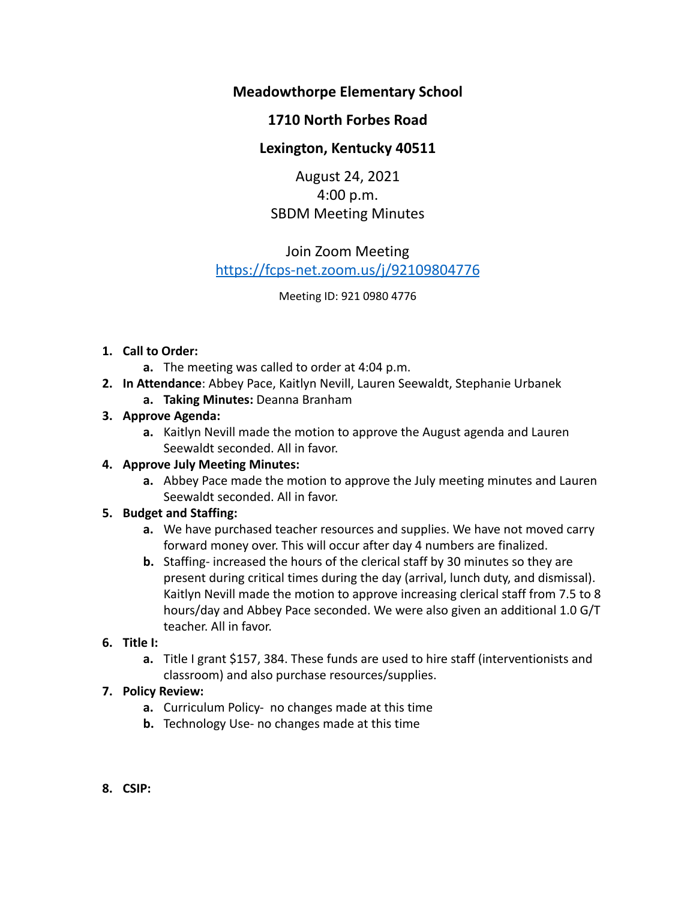**Meadowthorpe Elementary School**

**1710 North Forbes Road**

**Lexington, Kentucky 40511**

August 24, 2021
4:00 p.m.
SBDM Meeting Minutes

Join Zoom Meeting
[https://fcps-net.zoom.us/j/92109804776](https://fcps-net.zoom.us/j/92109804776)

Meeting ID: 921 0980 4776

1. **Call to Order:**
   a. The meeting was called to order at 4:04 p.m.
2. **In Attendance**: Abbey Pace, Kaitlyn Nevill, Lauren Seewaldt, Stephanie Urbanek
   a. **Taking Minutes:** Deanna Branham
3. **Approve Agenda:**
   a. Kaitlyn Nevill made the motion to approve the August agenda and Lauren Seewaldt seconded. All in favor.
4. **Approve July Meeting Minutes:**
   a. Abbey Pace made the motion to approve the July meeting minutes and Lauren Seewaldt seconded. All in favor.
5. **Budget and Staffing:**
   a. We have purchased teacher resources and supplies. We have not moved carry forward money over. This will occur after day 4 numbers are finalized.
   b. Staffing- increased the hours of the clerical staff by 30 minutes so they are present during critical times during the day (arrival, lunch duty, and dismissal). Kaitlyn Nevill made the motion to approve increasing clerical staff from 7.5 to 8 hours/day and Abbey Pace seconded. We were also given an additional 1.0 G/T teacher. All in favor.
6. **Title I:**
   a. Title I grant $157, 384. These funds are used to hire staff (interventionists and classroom) and also purchase resources/supplies.
7. **Policy Review:**
   a. Curriculum Policy- no changes made at this time
   b. Technology Use- no changes made at this time
8. **CSIP:**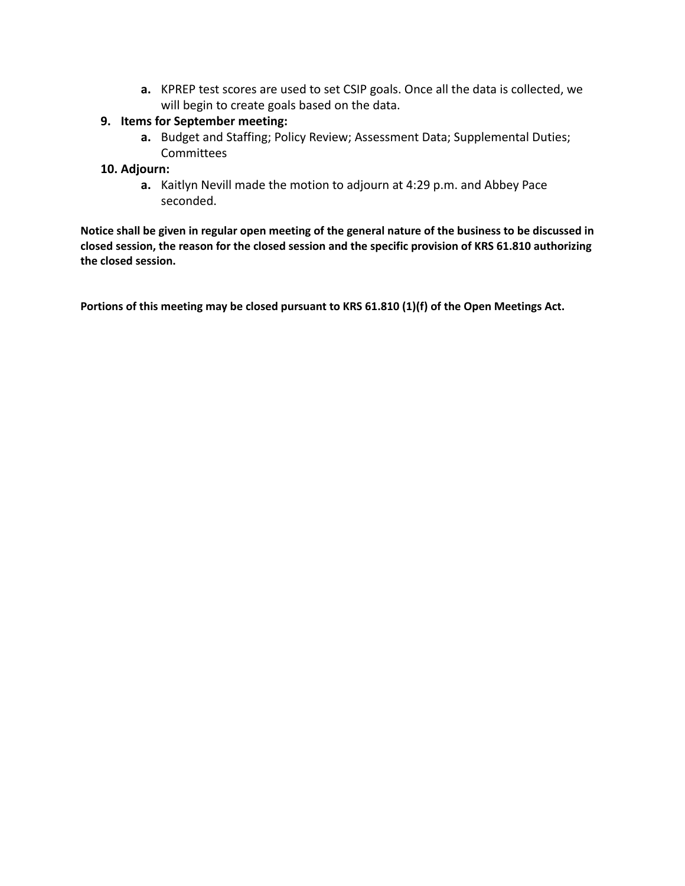a. KPREP test scores are used to set CSIP goals. Once all the data is collected, we will begin to create goals based on the data.

9. **Items for September meeting:**
   a. Budget and Staffing; Policy Review; Assessment Data; Supplemental Duties; Committees

10. **Adjourn:**
    a. Kaitlyn Nevill made the motion to adjourn at 4:29 p.m. and Abbey Pace seconded.

**Notice shall be given in regular open meeting of the general nature of the business to be discussed in closed session, the reason for the closed session and the specific provision of KRS 61.810 authorizing the closed session.**

**Portions of this meeting may be closed pursuant to KRS 61.810 (1)(f) of the Open Meetings Act.**